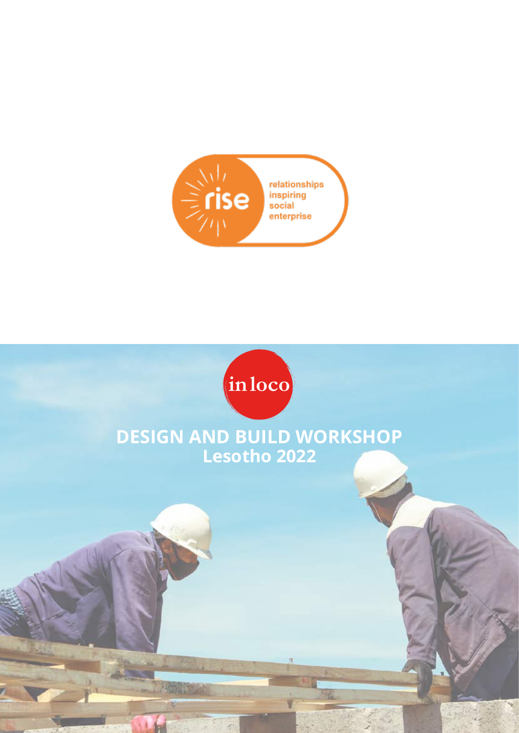rise

relationships inspiring social enterprise

in loco

# DESIGN AND BUILD WORKSHOP
## Lesotho 2022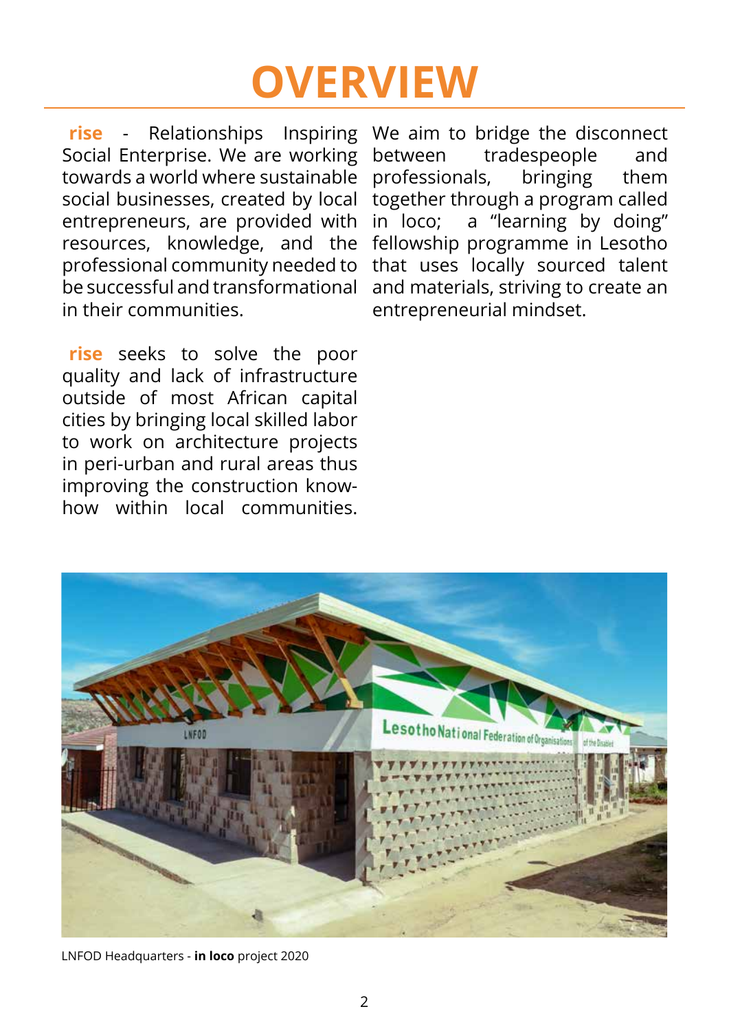# OVERVIEW

**rise** - Relationships Inspiring Social Enterprise. We are working towards a world where sustainable social businesses, created by local entrepreneurs, are provided with resources, knowledge, and the professional community needed to be successful and transformational in their communities.

**rise** seeks to solve the poor quality and lack of infrastructure outside of most African capital cities by bringing local skilled labor to work on architecture projects in peri-urban and rural areas thus improving the construction know-how within local communities.

We aim to bridge the disconnect between tradespeople and professionals, bringing them together through a program called in loco; a "learning by doing" fellowship programme in Lesotho that uses locally sourced talent and materials, striving to create an entrepreneurial mindset.

LNFOD Headquarters - **in loco** project 2020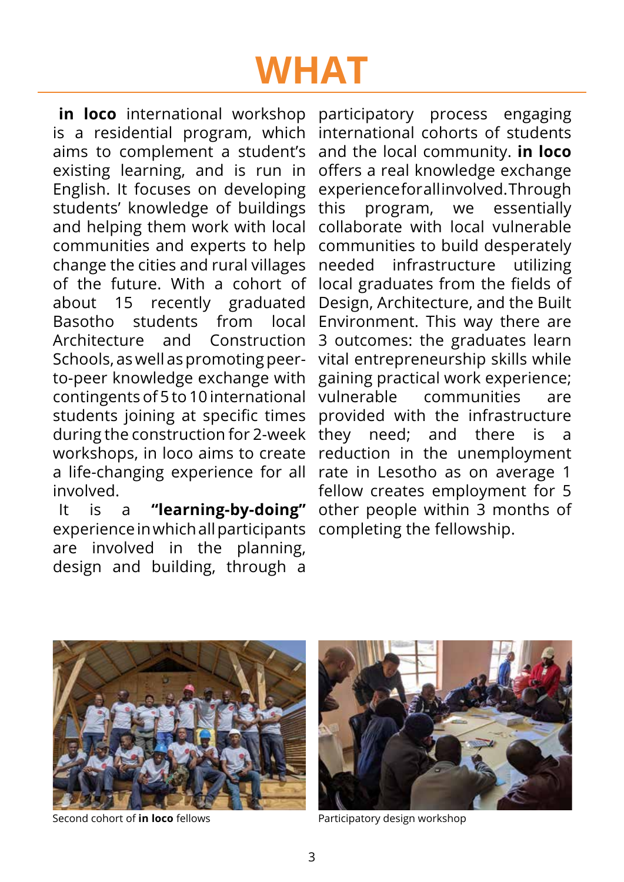# WHAT

**in loco** international workshop is a residential program, which aims to complement a student's existing learning, and is run in English. It focuses on developing students' knowledge of buildings and helping them work with local communities and experts to help change the cities and rural villages of the future. With a cohort of about 15 recently graduated Basotho students from local Architecture and Construction Schools, as well as promoting peer-to-peer knowledge exchange with contingents of 5 to 10 international students joining at specific times during the construction for 2-week workshops, in loco aims to create a life-changing experience for all involved.

It is a **"learning-by-doing"** experience in which all participants are involved in the planning, design and building, through a participatory process engaging international cohorts of students and the local community. **in loco** offers a real knowledge exchange experience for all involved. Through this program, we essentially collaborate with local vulnerable communities to build desperately needed infrastructure utilizing local graduates from the fields of Design, Architecture, and the Built Environment. This way there are 3 outcomes: the graduates learn vital entrepreneurship skills while gaining practical work experience; vulnerable communities are provided with the infrastructure they need; and there is a reduction in the unemployment rate in Lesotho as on average 1 fellow creates employment for 5 other people within 3 months of completing the fellowship.

Second cohort of **in loco** fellows

Participatory design workshop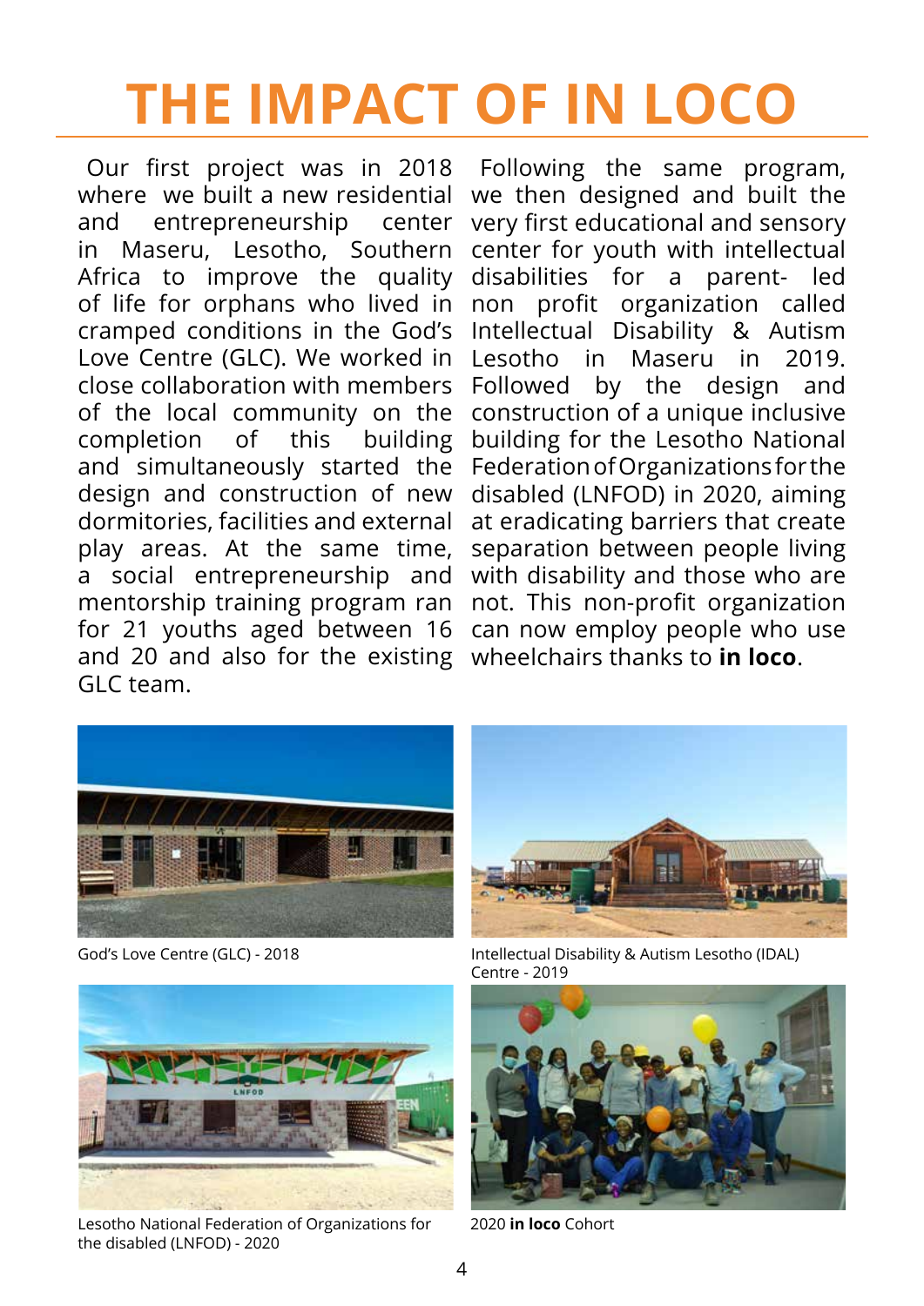# THE IMPACT OF IN LOCO

Our first project was in 2018 where we built a new residential and entrepreneurship center in Maseru, Lesotho, Southern Africa to improve the quality of life for orphans who lived in cramped conditions in the God's Love Centre (GLC). We worked in close collaboration with members of the local community on the completion of this building and simultaneously started the design and construction of new dormitories, facilities and external play areas. At the same time, a social entrepreneurship and mentorship training program ran for 21 youths aged between 16 and 20 and also for the existing GLC team.

Following the same program, we then designed and built the very first educational and sensory center for youth with intellectual disabilities for a parent- led non profit organization called Intellectual Disability & Autism Lesotho in Maseru in 2019. Followed by the design and construction of a unique inclusive building for the Lesotho National Federation of Organizations for the disabled (LNFOD) in 2020, aiming at eradicating barriers that create separation between people living with disability and those who are not. This non-profit organization can now employ people who use wheelchairs thanks to **in loco**.

God's Love Centre (GLC) - 2018

Intellectual Disability & Autism Lesotho (IDAL) Centre - 2019

Lesotho National Federation of Organizations for the disabled (LNFOD) - 2020

2020 **in loco** Cohort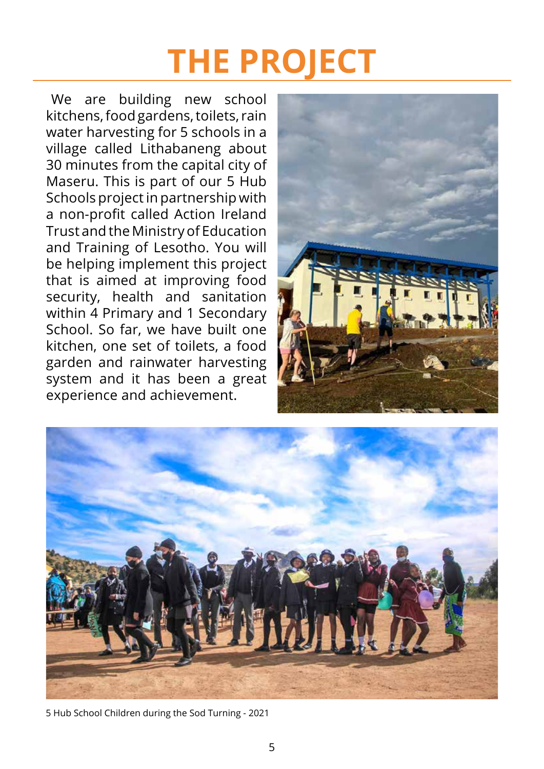# THE PROJECT

We are building new school kitchens, food gardens, toilets, rain water harvesting for 5 schools in a village called Lithabaneng about 30 minutes from the capital city of Maseru. This is part of our 5 Hub Schools project in partnership with a non-profit called Action Ireland Trust and the Ministry of Education and Training of Lesotho. You will be helping implement this project that is aimed at improving food security, health and sanitation within 4 Primary and 1 Secondary School. So far, we have built one kitchen, one set of toilets, a food garden and rainwater harvesting system and it has been a great experience and achievement.

5 Hub School Children during the Sod Turning - 2021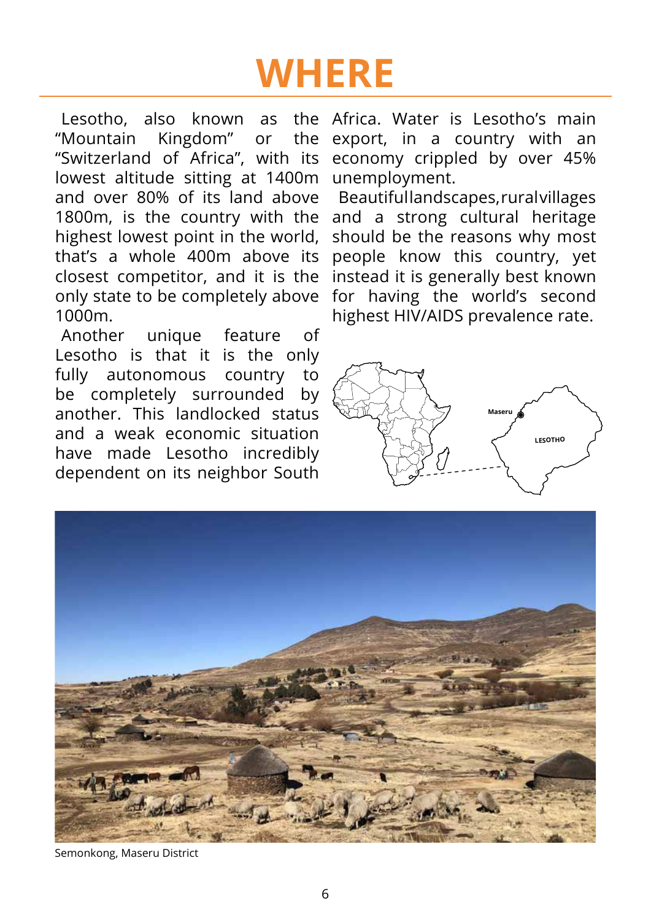# WHERE

Lesotho, also known as the "Mountain Kingdom" or the "Switzerland of Africa", with its lowest altitude sitting at 1400m and over 80% of its land above 1800m, is the country with the highest lowest point in the world, that's a whole 400m above its closest competitor, and it is the only state to be completely above 1000m.

Another unique feature of Lesotho is that it is the only fully autonomous country to be completely surrounded by another. This landlocked status and a weak economic situation have made Lesotho incredibly dependent on its neighbor South Africa. Water is Lesotho's main export, in a country with an economy crippled by over 45% unemployment.

Beautiful landscapes, rural villages and a strong cultural heritage should be the reasons why most people know this country, yet instead it is generally best known for having the world's second highest HIV/AIDS prevalence rate.

Maseru

LESOTHO

Semonkong, Maseru District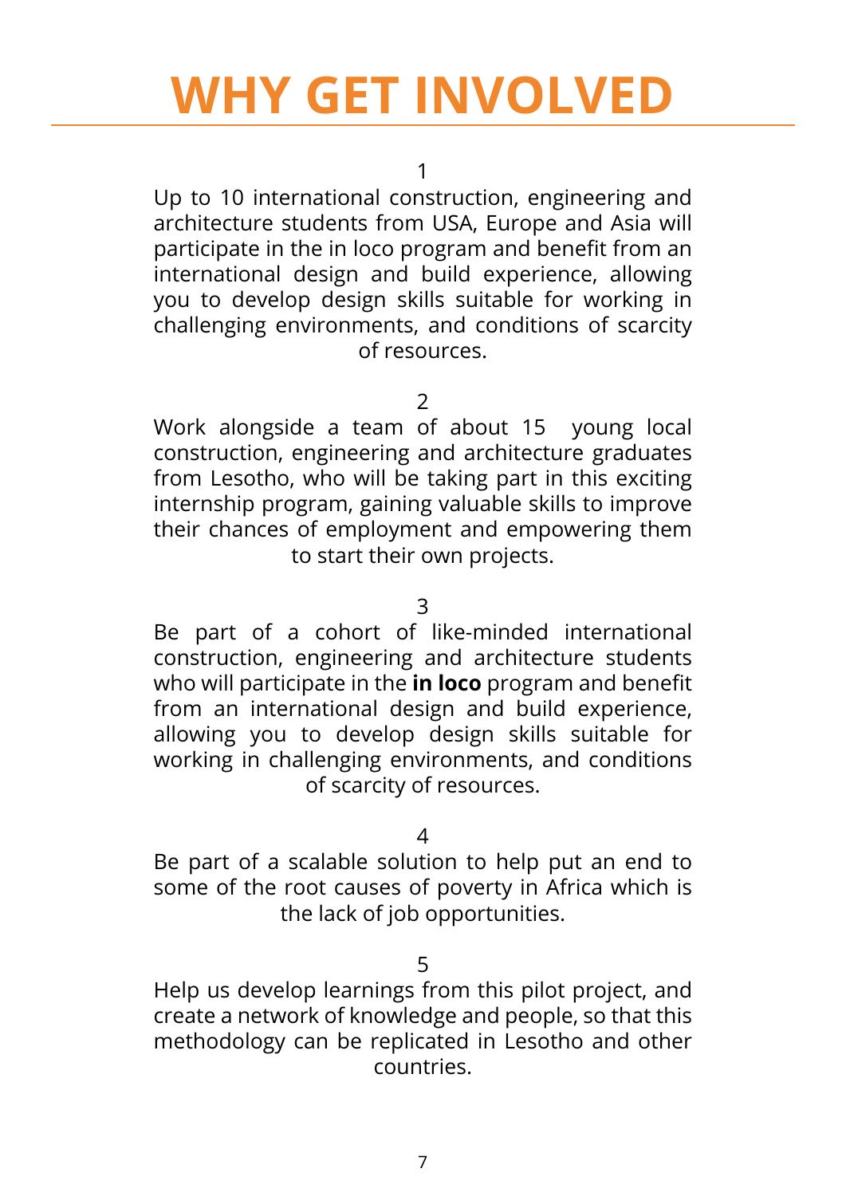# WHY GET INVOLVED

1

Up to 10 international construction, engineering and architecture students from USA, Europe and Asia will participate in the in loco program and benefit from an international design and build experience, allowing you to develop design skills suitable for working in challenging environments, and conditions of scarcity of resources.

2

Work alongside a team of about 15 young local construction, engineering and architecture graduates from Lesotho, who will be taking part in this exciting internship program, gaining valuable skills to improve their chances of employment and empowering them to start their own projects.

3

Be part of a cohort of like-minded international construction, engineering and architecture students who will participate in the **in loco** program and benefit from an international design and build experience, allowing you to develop design skills suitable for working in challenging environments, and conditions of scarcity of resources.

4

Be part of a scalable solution to help put an end to some of the root causes of poverty in Africa which is the lack of job opportunities.

5

Help us develop learnings from this pilot project, and create a network of knowledge and people, so that this methodology can be replicated in Lesotho and other countries.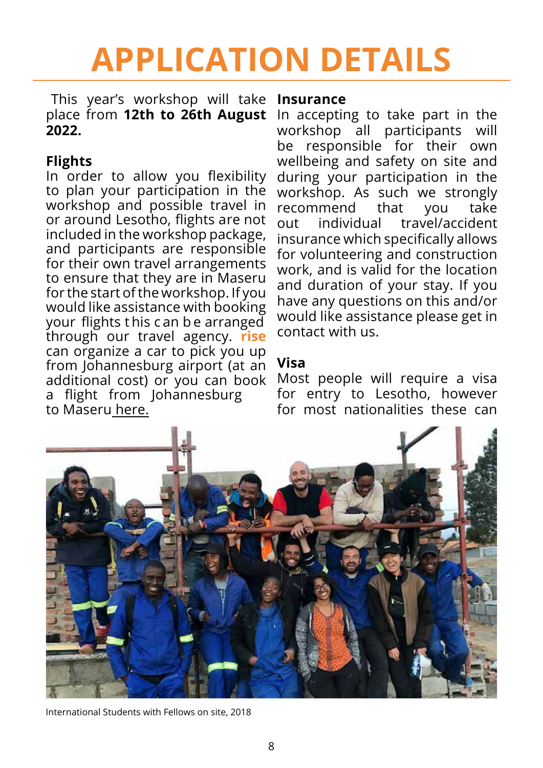# APPLICATION DETAILS

This year's workshop will take place from **12th to 26th August 2022.**

## Flights

In order to allow you flexibility to plan your participation in the workshop and possible travel in or around Lesotho, flights are not included in the workshop package, and participants are responsible for their own travel arrangements to ensure that they are in Maseru for the start of the workshop. If you would like assistance with booking your flights this can be arranged through our travel agency. **rise** can organize a car to pick you up from Johannesburg airport (at an additional cost) or you can book a flight from Johannesburg to Maseru here.

## Insurance

In accepting to take part in the workshop all participants will be responsible for their own wellbeing and safety on site and during your participation in the workshop. As such we strongly recommend that you take out individual travel/accident insurance which specifically allows for volunteering and construction work, and is valid for the location and duration of your stay. If you have any questions on this and/or would like assistance please get in contact with us.

## Visa

Most people will require a visa for entry to Lesotho, however for most nationalities these can

International Students with Fellows on site, 2018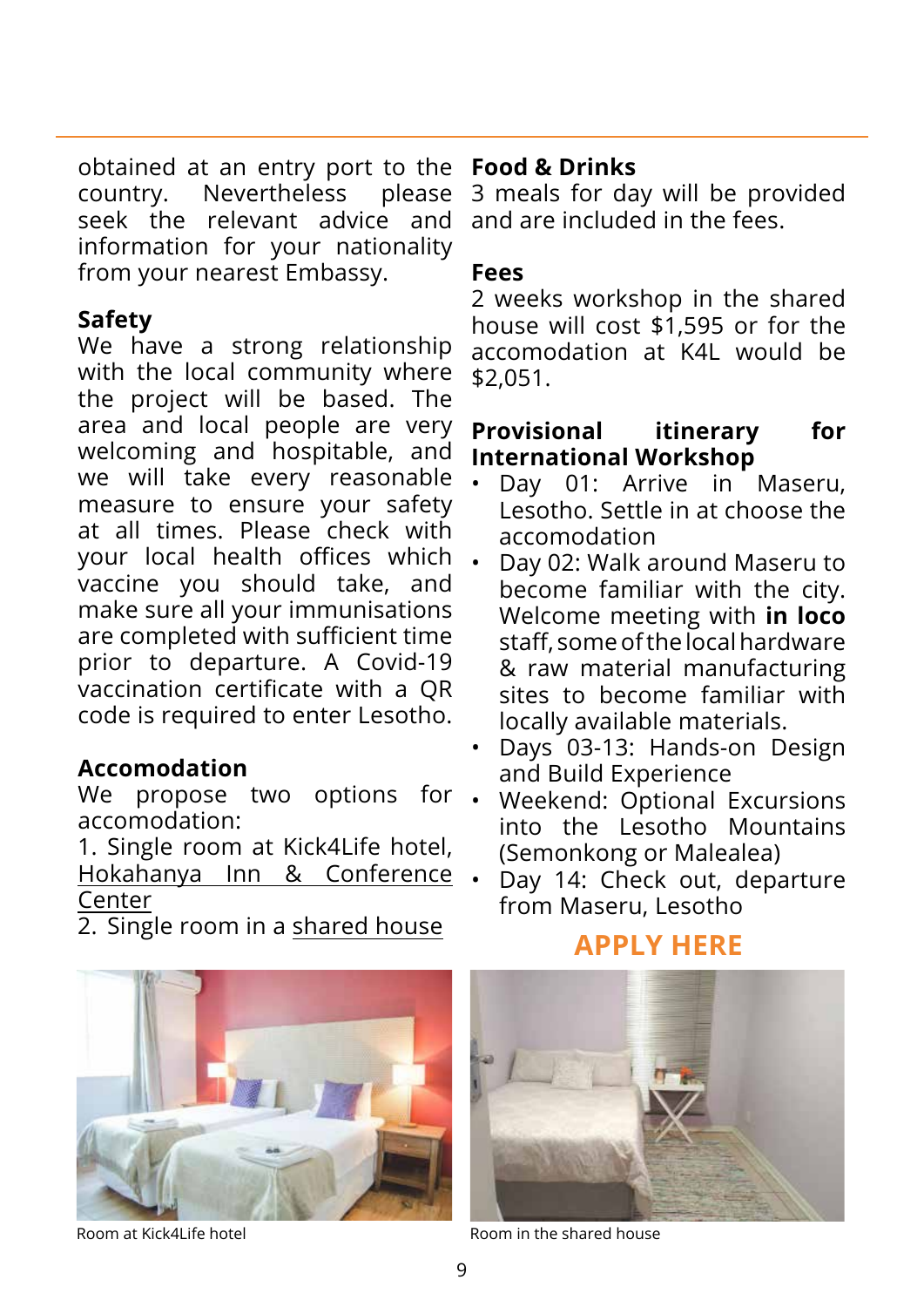obtained at an entry port to the country. Nevertheless please seek the relevant advice and information for your nationality from your nearest Embassy.

## Safety

We have a strong relationship with the local community where the project will be based. The area and local people are very welcoming and hospitable, and we will take every reasonable measure to ensure your safety at all times. Please check with your local health offices which vaccine you should take, and make sure all your immunisations are completed with sufficient time prior to departure. A Covid-19 vaccination certificate with a QR code is required to enter Lesotho.

## Accomodation

We propose two options for accomodation:

1. Single room at Kick4Life hotel, Hokahanya Inn & Conference Center
2. Single room in a shared house

## Food & Drinks

3 meals for day will be provided and are included in the fees.

## Fees

2 weeks workshop in the shared house will cost $1,595 or for the accomodation at K4L would be $2,051.

## Provisional itinerary for International Workshop

- Day 01: Arrive in Maseru, Lesotho. Settle in at choose the accomodation
- Day 02: Walk around Maseru to become familiar with the city. Welcome meeting with **in loco** staff, some of the local hardware & raw material manufacturing sites to become familiar with locally available materials.
- Days 03-13: Hands-on Design and Build Experience
- Weekend: Optional Excursions into the Lesotho Mountains (Semonkong or Malealea)
- Day 14: Check out, departure from Maseru, Lesotho

**APPLY HERE**

Room at Kick4Life hotel

Room in the shared house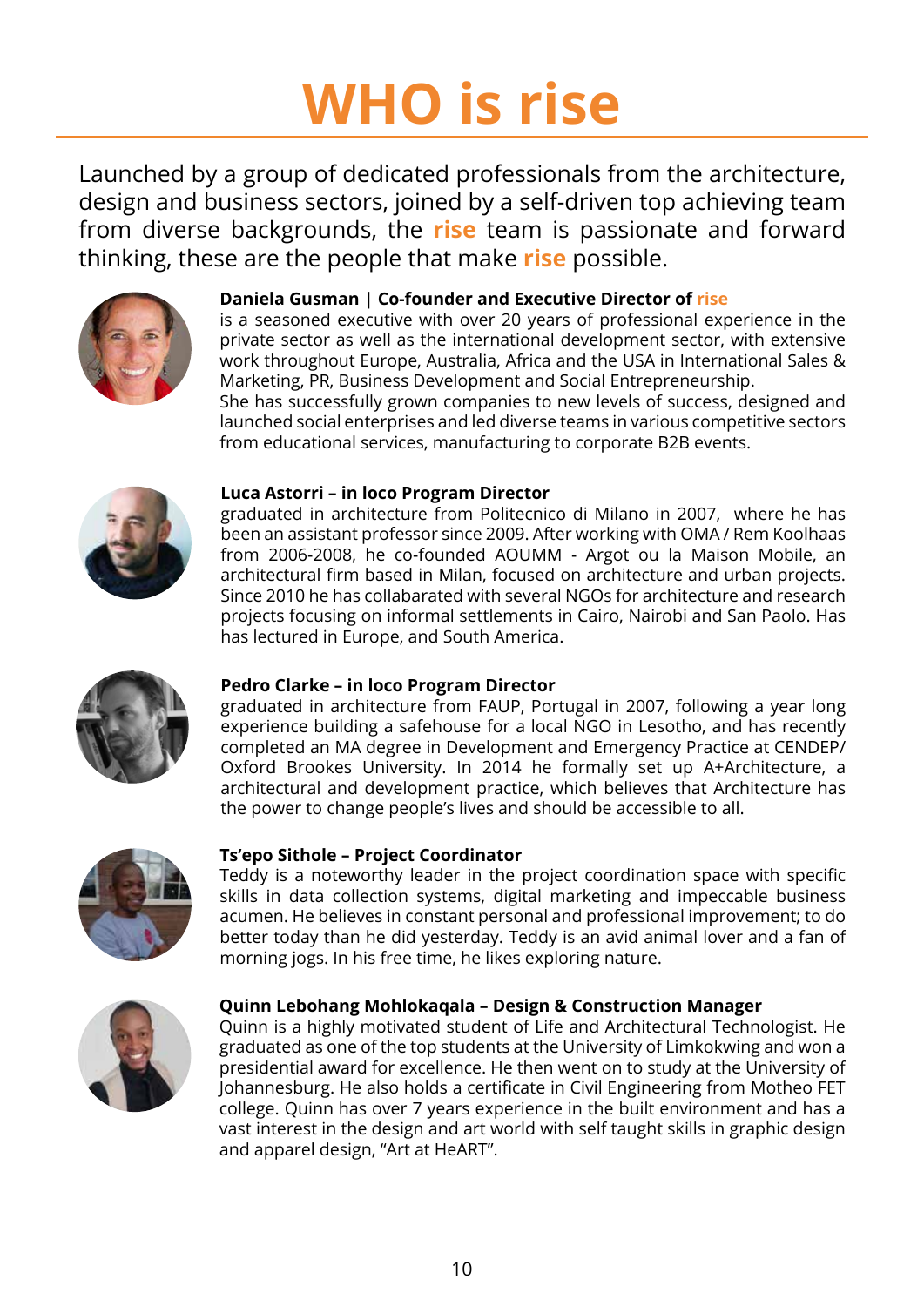# WHO is rise

Launched by a group of dedicated professionals from the architecture, design and business sectors, joined by a self-driven top achieving team from diverse backgrounds, the **rise** team is passionate and forward thinking, these are the people that make **rise** possible.

**Daniela Gusman | Co-founder and Executive Director of rise**
is a seasoned executive with over 20 years of professional experience in the private sector as well as the international development sector, with extensive work throughout Europe, Australia, Africa and the USA in International Sales & Marketing, PR, Business Development and Social Entrepreneurship.
She has successfully grown companies to new levels of success, designed and launched social enterprises and led diverse teams in various competitive sectors from educational services, manufacturing to corporate B2B events.

**Luca Astorri – in loco Program Director**
graduated in architecture from Politecnico di Milano in 2007, where he has been an assistant professor since 2009. After working with OMA / Rem Koolhaas from 2006-2008, he co-founded AOUMM - Argot ou la Maison Mobile, an architectural firm based in Milan, focused on architecture and urban projects. Since 2010 he has collabarated with several NGOs for architecture and research projects focusing on informal settlements in Cairo, Nairobi and San Paolo. Has has lectured in Europe, and South America.

**Pedro Clarke – in loco Program Director**
graduated in architecture from FAUP, Portugal in 2007, following a year long experience building a safehouse for a local NGO in Lesotho, and has recently completed an MA degree in Development and Emergency Practice at CENDEP/ Oxford Brookes University. In 2014 he formally set up A+Architecture, a architectural and development practice, which believes that Architecture has the power to change people's lives and should be accessible to all.

**Ts'epo Sithole – Project Coordinator**
Teddy is a noteworthy leader in the project coordination space with specific skills in data collection systems, digital marketing and impeccable business acumen. He believes in constant personal and professional improvement; to do better today than he did yesterday. Teddy is an avid animal lover and a fan of morning jogs. In his free time, he likes exploring nature.

**Quinn Lebohang Mohlokaqala – Design & Construction Manager**
Quinn is a highly motivated student of Life and Architectural Technologist. He graduated as one of the top students at the University of Limkokwing and won a presidential award for excellence. He then went on to study at the University of Johannesburg. He also holds a certificate in Civil Engineering from Motheo FET college. Quinn has over 7 years experience in the built environment and has a vast interest in the design and art world with self taught skills in graphic design and apparel design, "Art at HeART".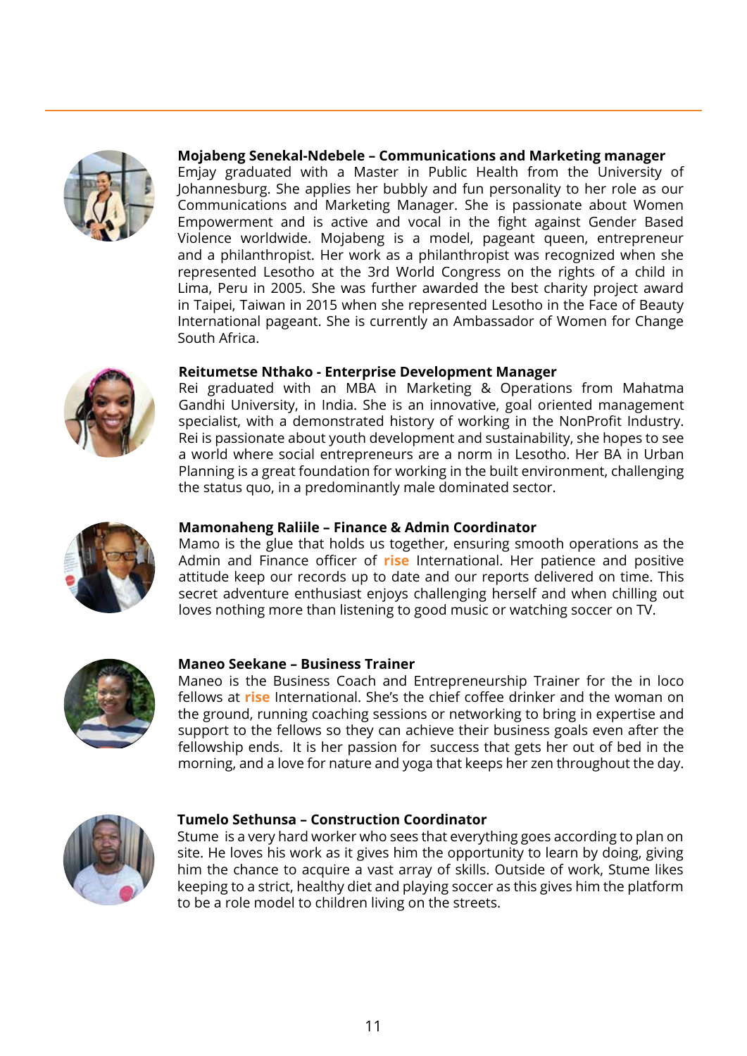**Mojabeng Senekal-Ndebele – Communications and Marketing manager**
Emjay graduated with a Master in Public Health from the University of Johannesburg. She applies her bubbly and fun personality to her role as our Communications and Marketing Manager. She is passionate about Women Empowerment and is active and vocal in the fight against Gender Based Violence worldwide. Mojabeng is a model, pageant queen, entrepreneur and a philanthropist. Her work as a philanthropist was recognized when she represented Lesotho at the 3rd World Congress on the rights of a child in Lima, Peru in 2005. She was further awarded the best charity project award in Taipei, Taiwan in 2015 when she represented Lesotho in the Face of Beauty International pageant. She is currently an Ambassador of Women for Change South Africa.

**Reitumetse Nthako - Enterprise Development Manager**
Rei graduated with an MBA in Marketing & Operations from Mahatma Gandhi University, in India. She is an innovative, goal oriented management specialist, with a demonstrated history of working in the NonProfit Industry. Rei is passionate about youth development and sustainability, she hopes to see a world where social entrepreneurs are a norm in Lesotho. Her BA in Urban Planning is a great foundation for working in the built environment, challenging the status quo, in a predominantly male dominated sector.

**Mamonaheng Raliile – Finance & Admin Coordinator**
Mamo is the glue that holds us together, ensuring smooth operations as the Admin and Finance officer of **rise** International. Her patience and positive attitude keep our records up to date and our reports delivered on time. This secret adventure enthusiast enjoys challenging herself and when chilling out loves nothing more than listening to good music or watching soccer on TV.

**Maneo Seekane – Business Trainer**
Maneo is the Business Coach and Entrepreneurship Trainer for the in loco fellows at **rise** International. She's the chief coffee drinker and the woman on the ground, running coaching sessions or networking to bring in expertise and support to the fellows so they can achieve their business goals even after the fellowship ends. It is her passion for success that gets her out of bed in the morning, and a love for nature and yoga that keeps her zen throughout the day.

**Tumelo Sethunsa – Construction Coordinator**
Stume is a very hard worker who sees that everything goes according to plan on site. He loves his work as it gives him the opportunity to learn by doing, giving him the chance to acquire a vast array of skills. Outside of work, Stume likes keeping to a strict, healthy diet and playing soccer as this gives him the platform to be a role model to children living on the streets.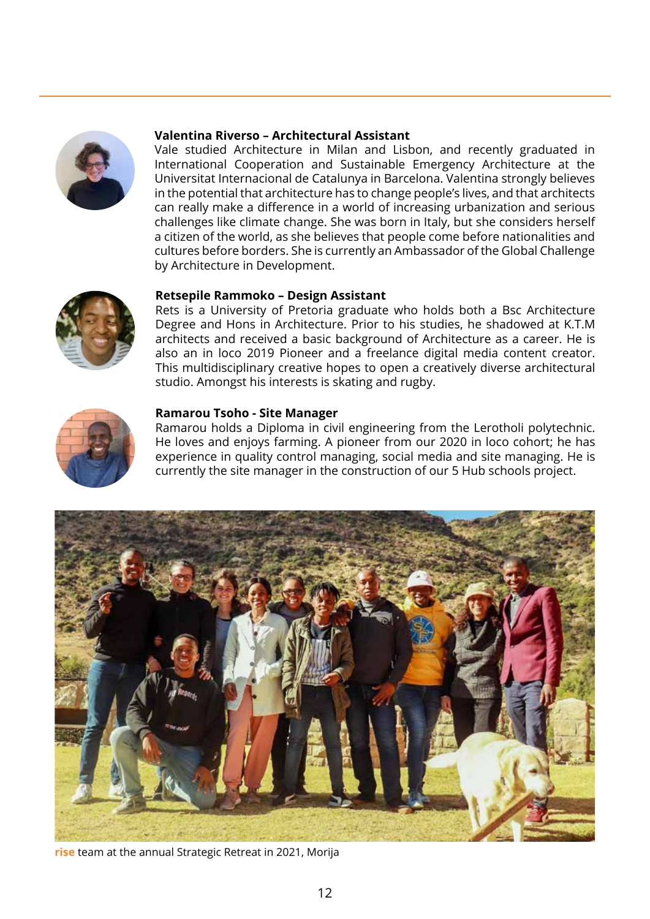**Valentina Riverso – Architectural Assistant**
Vale studied Architecture in Milan and Lisbon, and recently graduated in International Cooperation and Sustainable Emergency Architecture at the Universitat Internacional de Catalunya in Barcelona. Valentina strongly believes in the potential that architecture has to change people's lives, and that architects can really make a difference in a world of increasing urbanization and serious challenges like climate change. She was born in Italy, but she considers herself a citizen of the world, as she believes that people come before nationalities and cultures before borders. She is currently an Ambassador of the Global Challenge by Architecture in Development.

**Retsepile Rammoko – Design Assistant**
Rets is a University of Pretoria graduate who holds both a Bsc Architecture Degree and Hons in Architecture. Prior to his studies, he shadowed at K.T.M architects and received a basic background of Architecture as a career. He is also an in loco 2019 Pioneer and a freelance digital media content creator. This multidisciplinary creative hopes to open a creatively diverse architectural studio. Amongst his interests is skating and rugby.

**Ramarou Tsoho - Site Manager**
Ramarou holds a Diploma in civil engineering from the Lerotholi polytechnic. He loves and enjoys farming. A pioneer from our 2020 in loco cohort; he has experience in quality control managing, social media and site managing. He is currently the site manager in the construction of our 5 Hub schools project.

**rise** team at the annual Strategic Retreat in 2021, Morija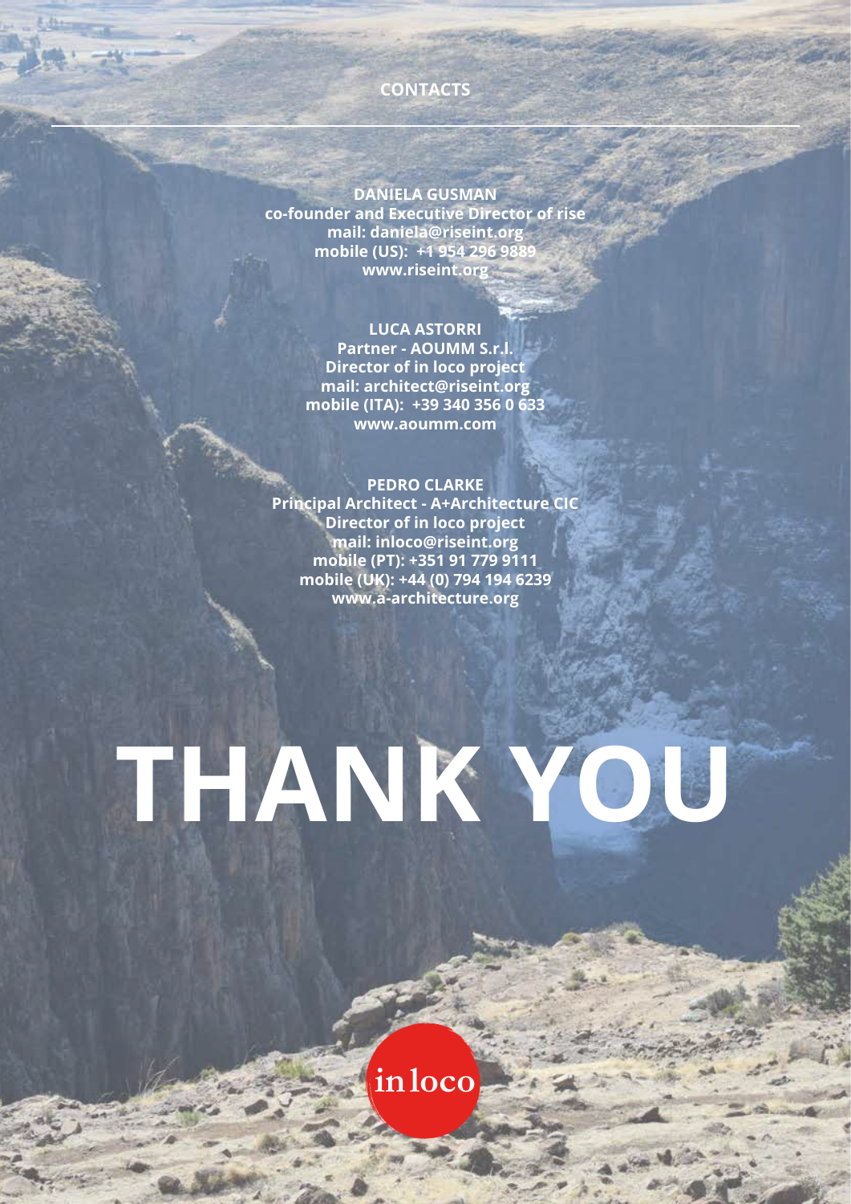## CONTACTS

**DANIELA GUSMAN**
**co-founder and Executive Director of rise**
**mail: daniela@riseint.org**
**mobile (US): +1 954 296 9889**
**www.riseint.org**

**LUCA ASTORRI**
**Partner - AOUMM S.r.l.**
**Director of in loco project**
**mail: architect@riseint.org**
**mobile (ITA): +39 340 356 0 633**
**www.aoumm.com**

**PEDRO CLARKE**
**Principal Architect - A+Architecture CIC**
**Director of in loco project**
**mail: inloco@riseint.org**
**mobile (PT): +351 91 779 9111**
**mobile (UK): +44 (0) 794 194 6239**
**www.a-architecture.org**

# THANK YOU

in loco